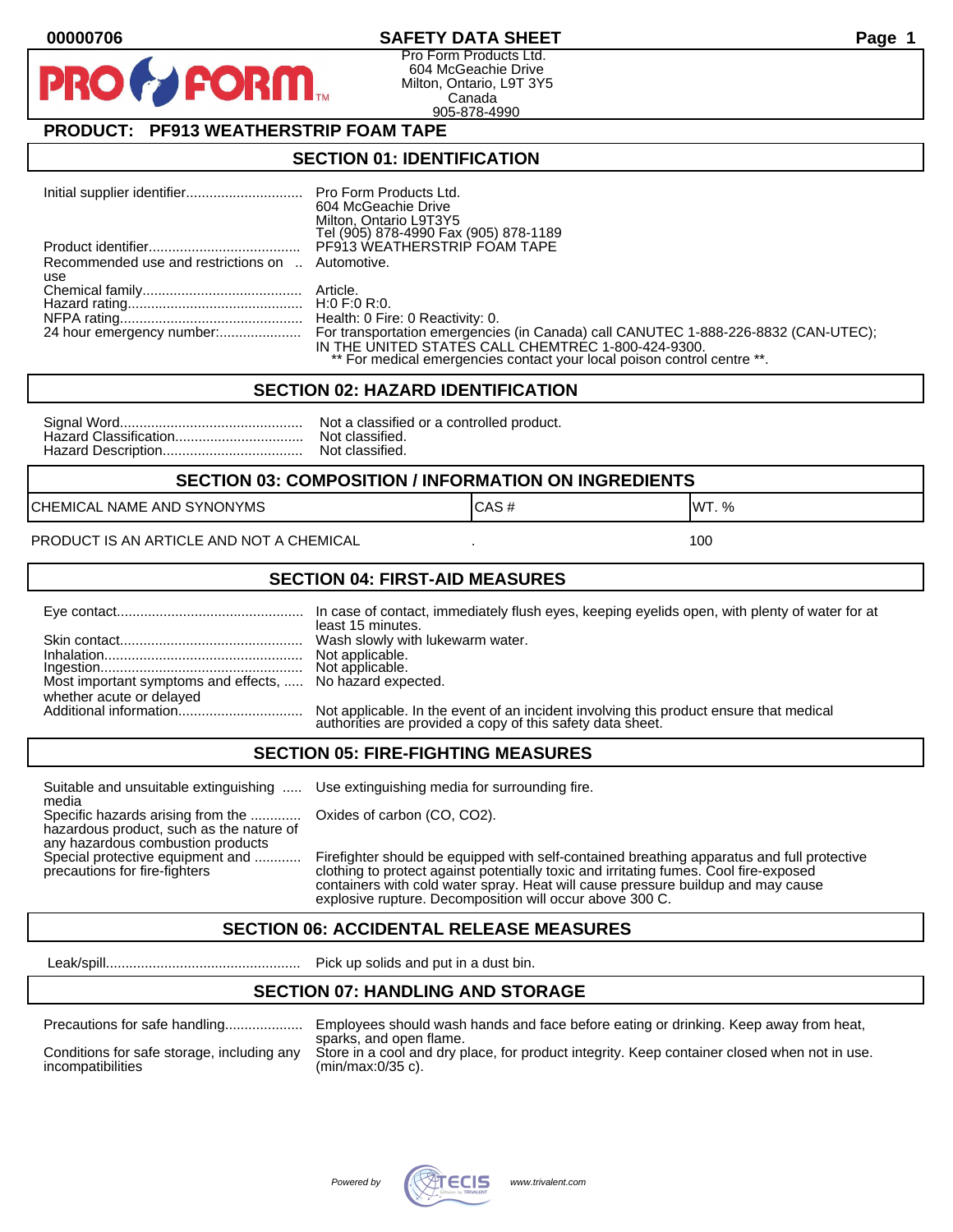00000706

# SAFETY DATA SHEET

Pro Form Products Ltd.
604 McGeachie Drive
Milton, Ontario, L9T 3Y5
Canada
905-878-4990

## PRODUCT: PF913 WEATHERSTRIP FOAM TAPE

## SECTION 01: IDENTIFICATION

| | |
|---|---|
| Initial supplier identifier | Pro Form Products Ltd.<br>604 McGeachie Drive<br>Milton, Ontario L9T3Y5<br>Tel (905) 878-4990 Fax (905) 878-1189 |
| Product identifier | PF913 WEATHERSTRIP FOAM TAPE |
| Recommended use and restrictions on use | Automotive. |
| Chemical family | Article. |
| Hazard rating | H:0 F:0 R:0. |
| NFPA rating | Health: 0 Fire: 0 Reactivity: 0. |
| 24 hour emergency number: | For transportation emergencies (in Canada) call CANUTEC 1-888-226-8832 (CAN-UTEC); IN THE UNITED STATES CALL CHEMTREC 1-800-424-9300.<br>** For medical emergencies contact your local poison control centre **. |

## SECTION 02: HAZARD IDENTIFICATION

| | |
|---|---|
| Signal Word | Not a classified or a controlled product. |
| Hazard Classification | Not classified. |
| Hazard Description | Not classified. |

## SECTION 03: COMPOSITION / INFORMATION ON INGREDIENTS

| CHEMICAL NAME AND SYNONYMS | CAS # | WT. % |
|---|---|---|
| PRODUCT IS AN ARTICLE AND NOT A CHEMICAL | . | 100 |

## SECTION 04: FIRST-AID MEASURES

| | |
|---|---|
| Eye contact | In case of contact, immediately flush eyes, keeping eyelids open, with plenty of water for at least 15 minutes. |
| Skin contact | Wash slowly with lukewarm water. |
| Inhalation | Not applicable. |
| Ingestion | Not applicable. |
| Most important symptoms and effects, whether acute or delayed | No hazard expected. |
| Additional information | Not applicable. In the event of an incident involving this product ensure that medical authorities are provided a copy of this safety data sheet. |

## SECTION 05: FIRE-FIGHTING MEASURES

| | |
|---|---|
| Suitable and unsuitable extinguishing media | Use extinguishing media for surrounding fire. |
| Specific hazards arising from the hazardous product, such as the nature of any hazardous combustion products | Oxides of carbon (CO, CO2). |
| Special protective equipment and precautions for fire-fighters | Firefighter should be equipped with self-contained breathing apparatus and full protective clothing to protect against potentially toxic and irritating fumes. Cool fire-exposed containers with cold water spray. Heat will cause pressure buildup and may cause explosive rupture. Decomposition will occur above 300 C. |

## SECTION 06: ACCIDENTAL RELEASE MEASURES

| | |
|---|---|
| Leak/spill | Pick up solids and put in a dust bin. |

## SECTION 07: HANDLING AND STORAGE

| | |
|---|---|
| Precautions for safe handling | Employees should wash hands and face before eating or drinking. Keep away from heat, sparks, and open flame. |
| Conditions for safe storage, including any incompatibilities | Store in a cool and dry place, for product integrity. Keep container closed when not in use. (min/max:0/35 c). |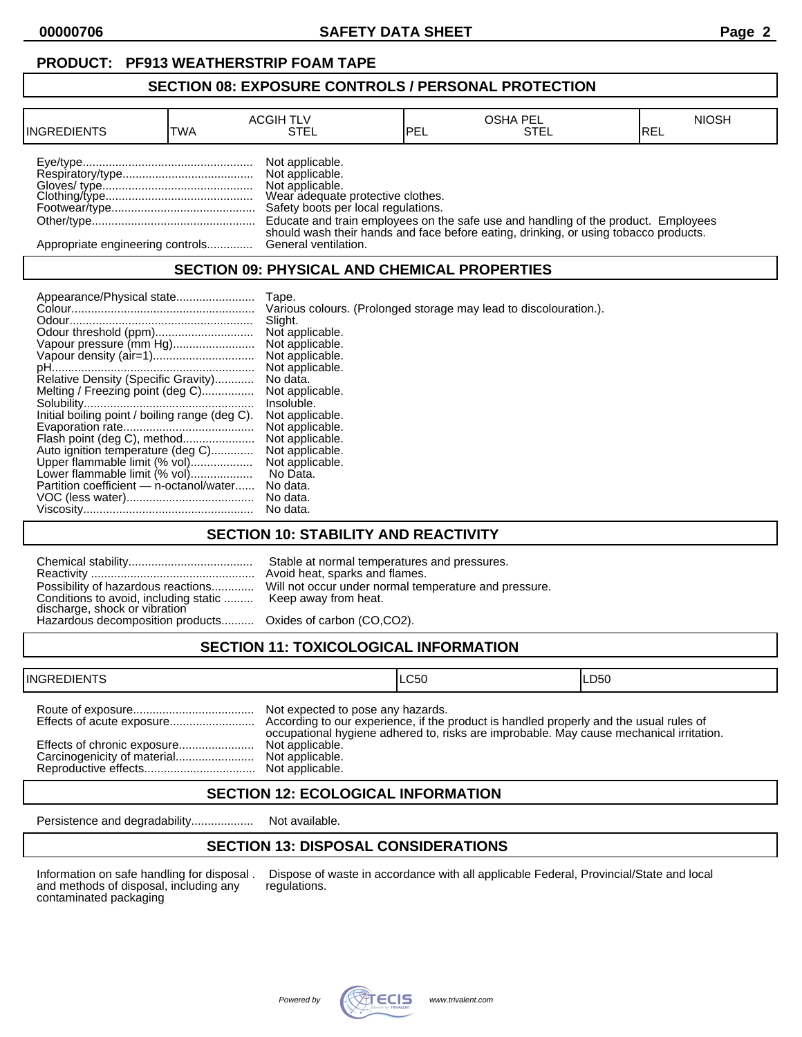**PRODUCT: PF913 WEATHERSTRIP FOAM TAPE**

## SECTION 08: EXPOSURE CONTROLS / PERSONAL PROTECTION

| INGREDIENTS | ACGIH TLV | | OSHA PEL | | NIOSH |
|---|---|---|---|---|---|
| | TWA | STEL | PEL | STEL | REL |

Eye/type.................................................... Not applicable.
Respiratory/type........................................ Not applicable.
Gloves/ type.............................................. Not applicable.
Clothing/type............................................. Wear adequate protective clothes.
Footwear/type............................................ Safety boots per local regulations.
Other/type.................................................. Educate and train employees on the safe use and handling of the product. Employees should wash their hands and face before eating, drinking, or using tobacco products.
Appropriate engineering controls.............. General ventilation.

## SECTION 09: PHYSICAL AND CHEMICAL PROPERTIES

Appearance/Physical state........................ Tape.
Colour........................................................ Various colours. (Prolonged storage may lead to discolouration.).
Odour........................................................ Slight.
Odour threshold (ppm).............................. Not applicable.
Vapour pressure (mm Hg)......................... Not applicable.
Vapour density (air=1).............................. Not applicable.
pH.............................................................. Not applicable.
Relative Density (Specific Gravity)............ No data.
Melting / Freezing point (deg C)................ Not applicable.
Solubility.................................................... Insoluble.
Initial boiling point / boiling range (deg C). Not applicable.
Evaporation rate........................................ Not applicable.
Flash point (deg C), method...................... Not applicable.
Auto ignition temperature (deg C)............. Not applicable.
Upper flammable limit (% vol)................... Not applicable.
Lower flammable limit (% vol)................... No Data.
Partition coefficient — n-octanol/water...... No data.
VOC (less water)....................................... No data.
Viscosity.................................................... No data.

## SECTION 10: STABILITY AND REACTIVITY

Chemical stability...................................... Stable at normal temperatures and pressures.
Reactivity .................................................. Avoid heat, sparks and flames.
Possibility of hazardous reactions............. Will not occur under normal temperature and pressure.
Conditions to avoid, including static discharge, shock or vibration ......... Keep away from heat.
Hazardous decomposition products.......... Oxides of carbon (CO,CO2).

## SECTION 11: TOXICOLOGICAL INFORMATION

| INGREDIENTS | LC50 | LD50 |
|---|---|---|

Route of exposure..................................... Not expected to pose any hazards.
Effects of acute exposure.......................... According to our experience, if the product is handled properly and the usual rules of occupational hygiene adhered to, risks are improbable. May cause mechanical irritation.
Effects of chronic exposure....................... Not applicable.
Carcinogenicity of material........................ Not applicable.
Reproductive effects.................................. Not applicable.

## SECTION 12: ECOLOGICAL INFORMATION

Persistence and degradability................... Not available.

## SECTION 13: DISPOSAL CONSIDERATIONS

Information on safe handling for disposal and methods of disposal, including any contaminated packaging . Dispose of waste in accordance with all applicable Federal, Provincial/State and local regulations.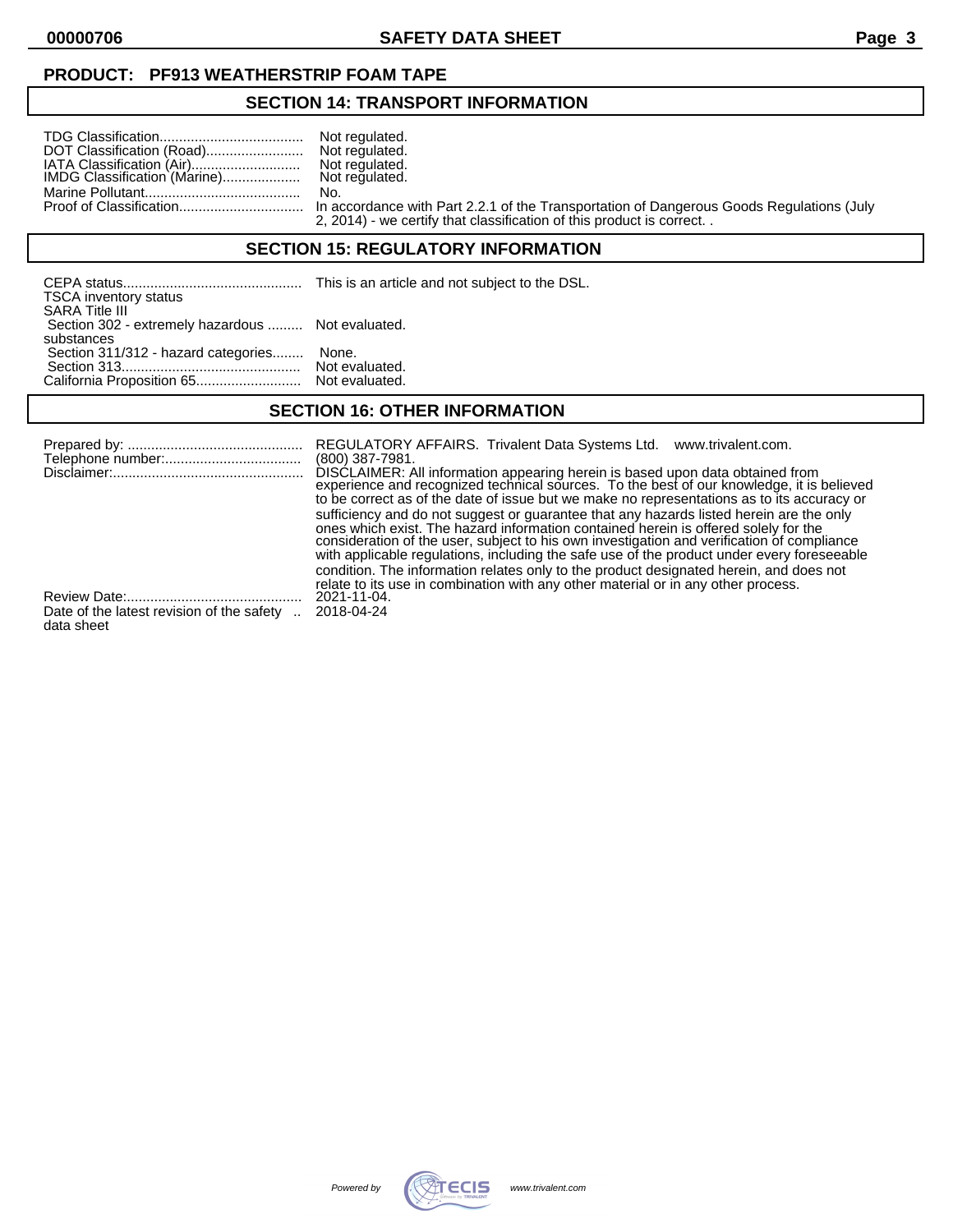**PRODUCT: PF913 WEATHERSTRIP FOAM TAPE**

## SECTION 14: TRANSPORT INFORMATION

| | |
|---|---|
| TDG Classification | Not regulated. |
| DOT Classification (Road) | Not regulated. |
| IATA Classification (Air) | Not regulated. |
| IMDG Classification (Marine) | Not regulated. |
| Marine Pollutant | No. |
| Proof of Classification | In accordance with Part 2.2.1 of the Transportation of Dangerous Goods Regulations (July 2, 2014) - we certify that classification of this product is correct. . |

## SECTION 15: REGULATORY INFORMATION

| | |
|---|---|
| CEPA status | This is an article and not subject to the DSL. |
| TSCA inventory status | |
| SARA Title III | |
| Section 302 - extremely hazardous substances | Not evaluated. |
| Section 311/312 - hazard categories | None. |
| Section 313 | Not evaluated. |
| California Proposition 65 | Not evaluated. |

## SECTION 16: OTHER INFORMATION

| | |
|---|---|
| Prepared by: | REGULATORY AFFAIRS. Trivalent Data Systems Ltd. www.trivalent.com. |
| Telephone number: | (800) 387-7981. |
| Disclaimer: | DISCLAIMER: All information appearing herein is based upon data obtained from experience and recognized technical sources. To the best of our knowledge, it is believed to be correct as of the date of issue but we make no representations as to its accuracy or sufficiency and do not suggest or guarantee that any hazards listed herein are the only ones which exist. The hazard information contained herein is offered solely for the consideration of the user, subject to his own investigation and verification of compliance with applicable regulations, including the safe use of the product under every foreseeable condition. The information relates only to the product designated herein, and does not relate to its use in combination with any other material or in any other process. |
| Review Date: | 2021-11-04. |
| Date of the latest revision of the safety data sheet | 2018-04-24 |